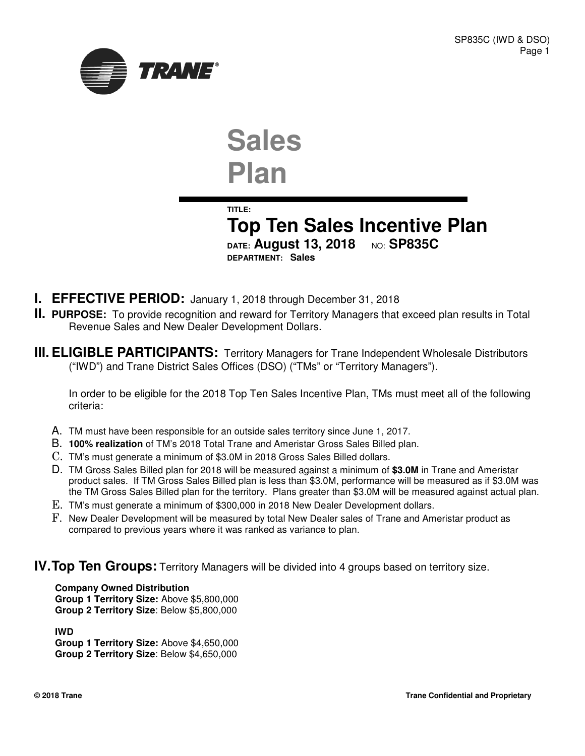# Sales Plan

**TITLE:**

## Top Ten Sales Incentive Plan

**DATE: August 13, 2018** NO: **SP835C**

**DEPARTMENT: Sales**

## I. EFFECTIVE PERIOD: January 1, 2018 through December 31, 2018

## II. PURPOSE: To provide recognition and reward for Territory Managers that exceed plan results in Total Revenue Sales and New Dealer Development Dollars.

## III. ELIGIBLE PARTICIPANTS: Territory Managers for Trane Independent Wholesale Distributors ("IWD") and Trane District Sales Offices (DSO) ("TMs" or "Territory Managers").

In order to be eligible for the 2018 Top Ten Sales Incentive Plan, TMs must meet all of the following criteria:

A. TM must have been responsible for an outside sales territory since June 1, 2017.
B. **100% realization** of TM's 2018 Total Trane and Ameristar Gross Sales Billed plan.
C. TM's must generate a minimum of $3.0M in 2018 Gross Sales Billed dollars.
D. TM Gross Sales Billed plan for 2018 will be measured against a minimum of **$3.0M** in Trane and Ameristar product sales. If TM Gross Sales Billed plan is less than $3.0M, performance will be measured as if $3.0M was the TM Gross Sales Billed plan for the territory. Plans greater than $3.0M will be measured against actual plan.
E. TM's must generate a minimum of $300,000 in 2018 New Dealer Development dollars.
F. New Dealer Development will be measured by total New Dealer sales of Trane and Ameristar product as compared to previous years where it was ranked as variance to plan.

## IV. Top Ten Groups: Territory Managers will be divided into 4 groups based on territory size.

**Company Owned Distribution**
**Group 1 Territory Size:** Above $5,800,000
**Group 2 Territory Size**: Below $5,800,000

**IWD**
**Group 1 Territory Size:** Above $4,650,000
**Group 2 Territory Size**: Below $4,650,000

© 2018 Trane

Trane Confidential and Proprietary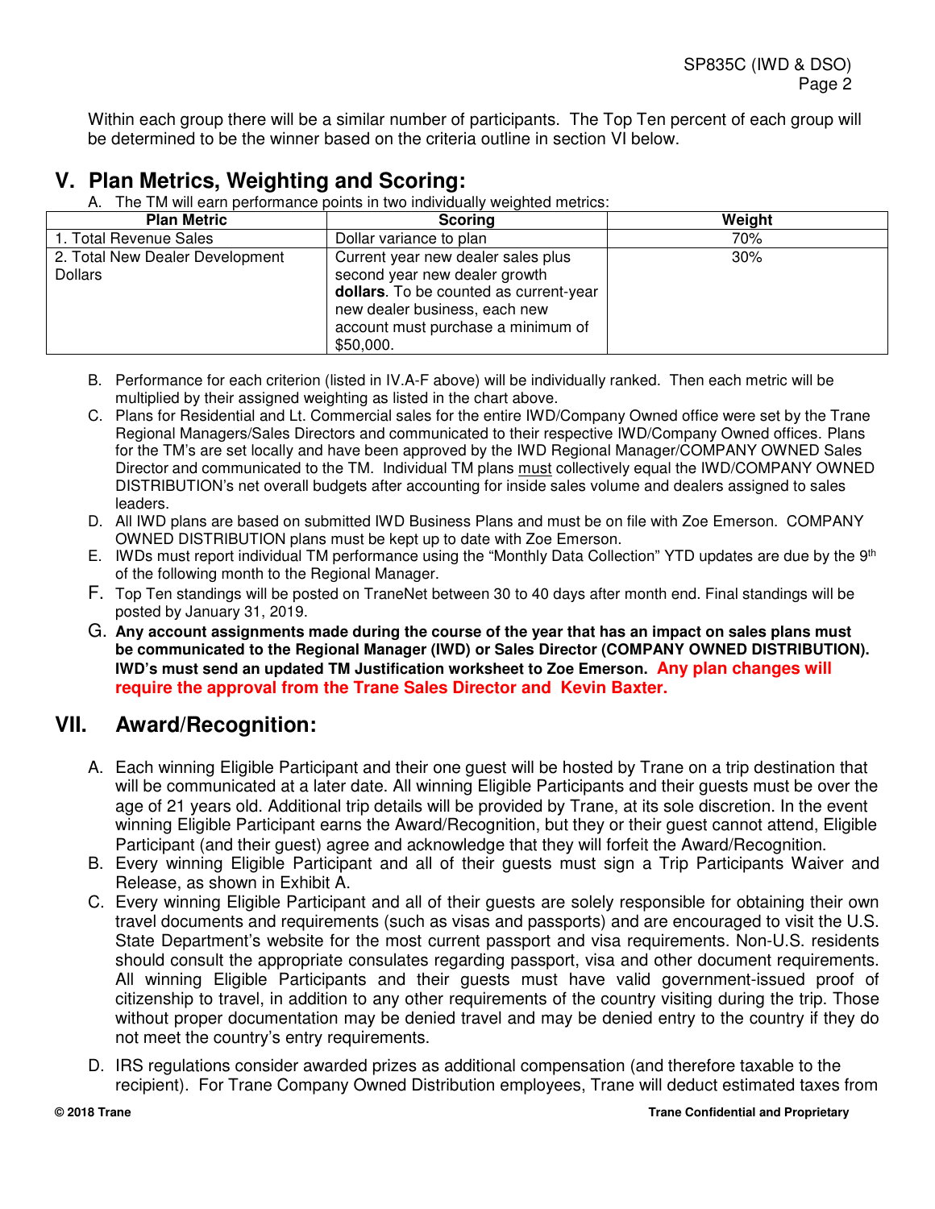Within each group there will be a similar number of participants. The Top Ten percent of each group will be determined to be the winner based on the criteria outline in section VI below.

## V. Plan Metrics, Weighting and Scoring:

A. The TM will earn performance points in two individually weighted metrics:

| Plan Metric | Scoring | Weight |
|---|---|---|
| 1. Total Revenue Sales | Dollar variance to plan | 70% |
| 2. Total New Dealer Development Dollars | Current year new dealer sales plus second year new dealer growth **dollars**. To be counted as current-year new dealer business, each new account must purchase a minimum of $50,000. | 30% |

B. Performance for each criterion (listed in IV.A-F above) will be individually ranked. Then each metric will be multiplied by their assigned weighting as listed in the chart above.

C. Plans for Residential and Lt. Commercial sales for the entire IWD/Company Owned office were set by the Trane Regional Managers/Sales Directors and communicated to their respective IWD/Company Owned offices. Plans for the TM's are set locally and have been approved by the IWD Regional Manager/COMPANY OWNED Sales Director and communicated to the TM. Individual TM plans must collectively equal the IWD/COMPANY OWNED DISTRIBUTION's net overall budgets after accounting for inside sales volume and dealers assigned to sales leaders.

D. All IWD plans are based on submitted IWD Business Plans and must be on file with Zoe Emerson. COMPANY OWNED DISTRIBUTION plans must be kept up to date with Zoe Emerson.

E. IWDs must report individual TM performance using the "Monthly Data Collection" YTD updates are due by the 9th of the following month to the Regional Manager.

F. Top Ten standings will be posted on TraneNet between 30 to 40 days after month end. Final standings will be posted by January 31, 2019.

G. **Any account assignments made during the course of the year that has an impact on sales plans must be communicated to the Regional Manager (IWD) or Sales Director (COMPANY OWNED DISTRIBUTION). IWD's must send an updated TM Justification worksheet to Zoe Emerson. Any plan changes will require the approval from the Trane Sales Director and Kevin Baxter.**

## VII. Award/Recognition:

A. Each winning Eligible Participant and their one guest will be hosted by Trane on a trip destination that will be communicated at a later date. All winning Eligible Participants and their guests must be over the age of 21 years old. Additional trip details will be provided by Trane, at its sole discretion. In the event winning Eligible Participant earns the Award/Recognition, but they or their guest cannot attend, Eligible Participant (and their guest) agree and acknowledge that they will forfeit the Award/Recognition.

B. Every winning Eligible Participant and all of their guests must sign a Trip Participants Waiver and Release, as shown in Exhibit A.

C. Every winning Eligible Participant and all of their guests are solely responsible for obtaining their own travel documents and requirements (such as visas and passports) and are encouraged to visit the U.S. State Department's website for the most current passport and visa requirements. Non-U.S. residents should consult the appropriate consulates regarding passport, visa and other document requirements. All winning Eligible Participants and their guests must have valid government-issued proof of citizenship to travel, in addition to any other requirements of the country visiting during the trip. Those without proper documentation may be denied travel and may be denied entry to the country if they do not meet the country's entry requirements.

D. IRS regulations consider awarded prizes as additional compensation (and therefore taxable to the recipient). For Trane Company Owned Distribution employees, Trane will deduct estimated taxes from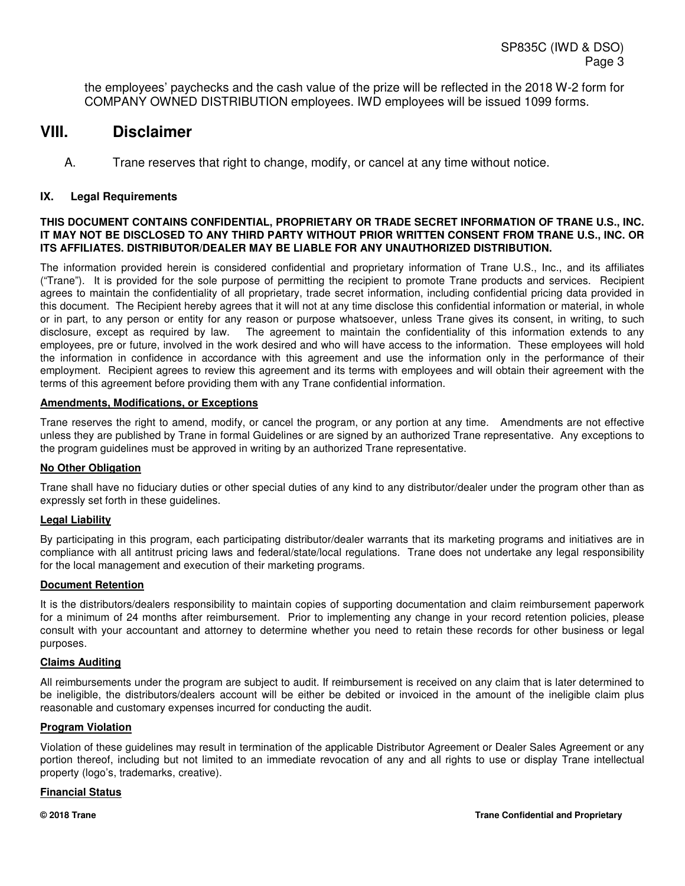the employees' paychecks and the cash value of the prize will be reflected in the 2018 W-2 form for COMPANY OWNED DISTRIBUTION employees. IWD employees will be issued 1099 forms.

# VIII. Disclaimer

A. Trane reserves that right to change, modify, or cancel at any time without notice.

## IX. Legal Requirements

**THIS DOCUMENT CONTAINS CONFIDENTIAL, PROPRIETARY OR TRADE SECRET INFORMATION OF TRANE U.S., INC. IT MAY NOT BE DISCLOSED TO ANY THIRD PARTY WITHOUT PRIOR WRITTEN CONSENT FROM TRANE U.S., INC. OR ITS AFFILIATES. DISTRIBUTOR/DEALER MAY BE LIABLE FOR ANY UNAUTHORIZED DISTRIBUTION.**

The information provided herein is considered confidential and proprietary information of Trane U.S., Inc., and its affiliates ("Trane"). It is provided for the sole purpose of permitting the recipient to promote Trane products and services. Recipient agrees to maintain the confidentiality of all proprietary, trade secret information, including confidential pricing data provided in this document. The Recipient hereby agrees that it will not at any time disclose this confidential information or material, in whole or in part, to any person or entity for any reason or purpose whatsoever, unless Trane gives its consent, in writing, to such disclosure, except as required by law. The agreement to maintain the confidentiality of this information extends to any employees, pre or future, involved in the work desired and who will have access to the information. These employees will hold the information in confidence in accordance with this agreement and use the information only in the performance of their employment. Recipient agrees to review this agreement and its terms with employees and will obtain their agreement with the terms of this agreement before providing them with any Trane confidential information.

**Amendments, Modifications, or Exceptions**

Trane reserves the right to amend, modify, or cancel the program, or any portion at any time. Amendments are not effective unless they are published by Trane in formal Guidelines or are signed by an authorized Trane representative. Any exceptions to the program guidelines must be approved in writing by an authorized Trane representative.

**No Other Obligation**

Trane shall have no fiduciary duties or other special duties of any kind to any distributor/dealer under the program other than as expressly set forth in these guidelines.

**Legal Liability**

By participating in this program, each participating distributor/dealer warrants that its marketing programs and initiatives are in compliance with all antitrust pricing laws and federal/state/local regulations. Trane does not undertake any legal responsibility for the local management and execution of their marketing programs.

**Document Retention**

It is the distributors/dealers responsibility to maintain copies of supporting documentation and claim reimbursement paperwork for a minimum of 24 months after reimbursement. Prior to implementing any change in your record retention policies, please consult with your accountant and attorney to determine whether you need to retain these records for other business or legal purposes.

**Claims Auditing**

All reimbursements under the program are subject to audit. If reimbursement is received on any claim that is later determined to be ineligible, the distributors/dealers account will be either be debited or invoiced in the amount of the ineligible claim plus reasonable and customary expenses incurred for conducting the audit.

**Program Violation**

Violation of these guidelines may result in termination of the applicable Distributor Agreement or Dealer Sales Agreement or any portion thereof, including but not limited to an immediate revocation of any and all rights to use or display Trane intellectual property (logo's, trademarks, creative).

**Financial Status**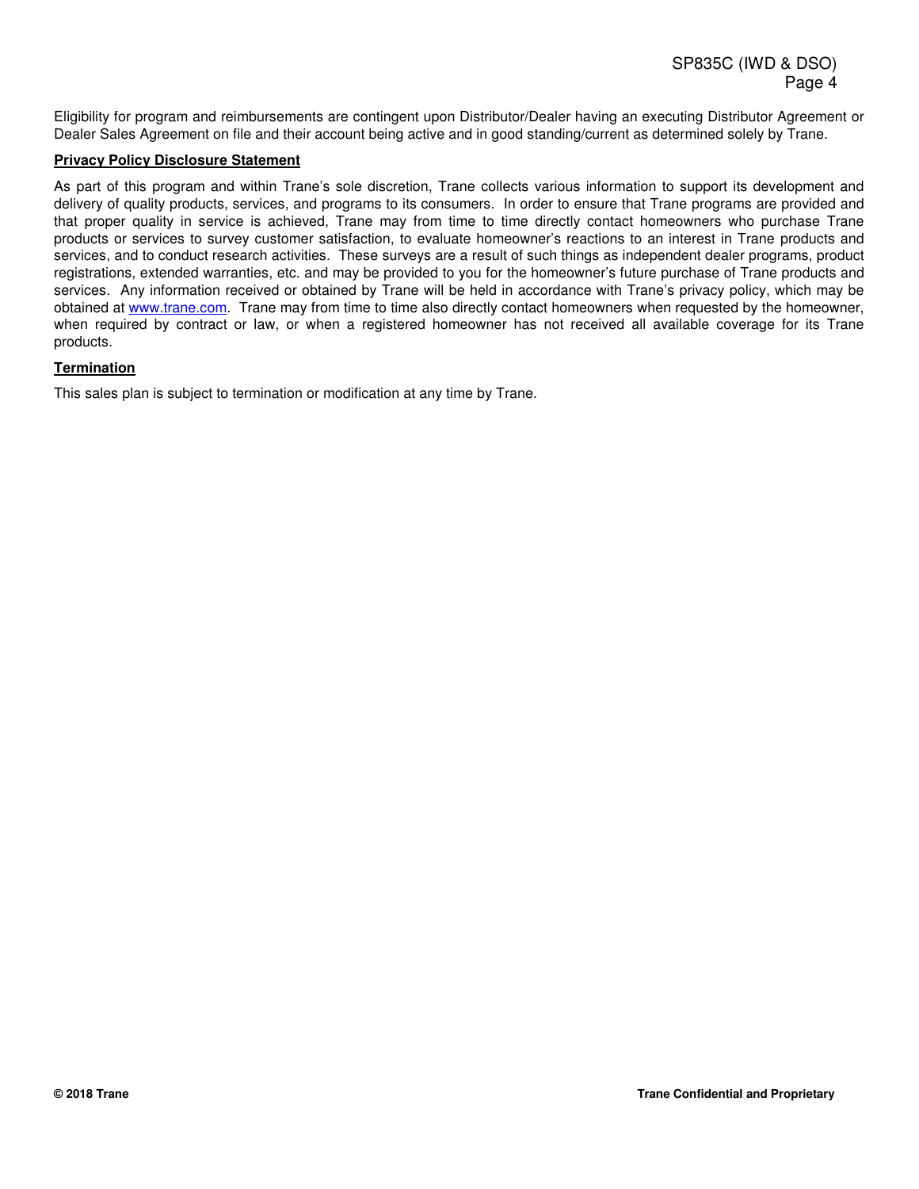Eligibility for program and reimbursements are contingent upon Distributor/Dealer having an executing Distributor Agreement or Dealer Sales Agreement on file and their account being active and in good standing/current as determined solely by Trane.

**Privacy Policy Disclosure Statement**

As part of this program and within Trane's sole discretion, Trane collects various information to support its development and delivery of quality products, services, and programs to its consumers. In order to ensure that Trane programs are provided and that proper quality in service is achieved, Trane may from time to time directly contact homeowners who purchase Trane products or services to survey customer satisfaction, to evaluate homeowner's reactions to an interest in Trane products and services, and to conduct research activities. These surveys are a result of such things as independent dealer programs, product registrations, extended warranties, etc. and may be provided to you for the homeowner's future purchase of Trane products and services. Any information received or obtained by Trane will be held in accordance with Trane's privacy policy, which may be obtained at [www.trane.com](http://www.trane.com). Trane may from time to time also directly contact homeowners when requested by the homeowner, when required by contract or law, or when a registered homeowner has not received all available coverage for its Trane products.

**Termination**

This sales plan is subject to termination or modification at any time by Trane.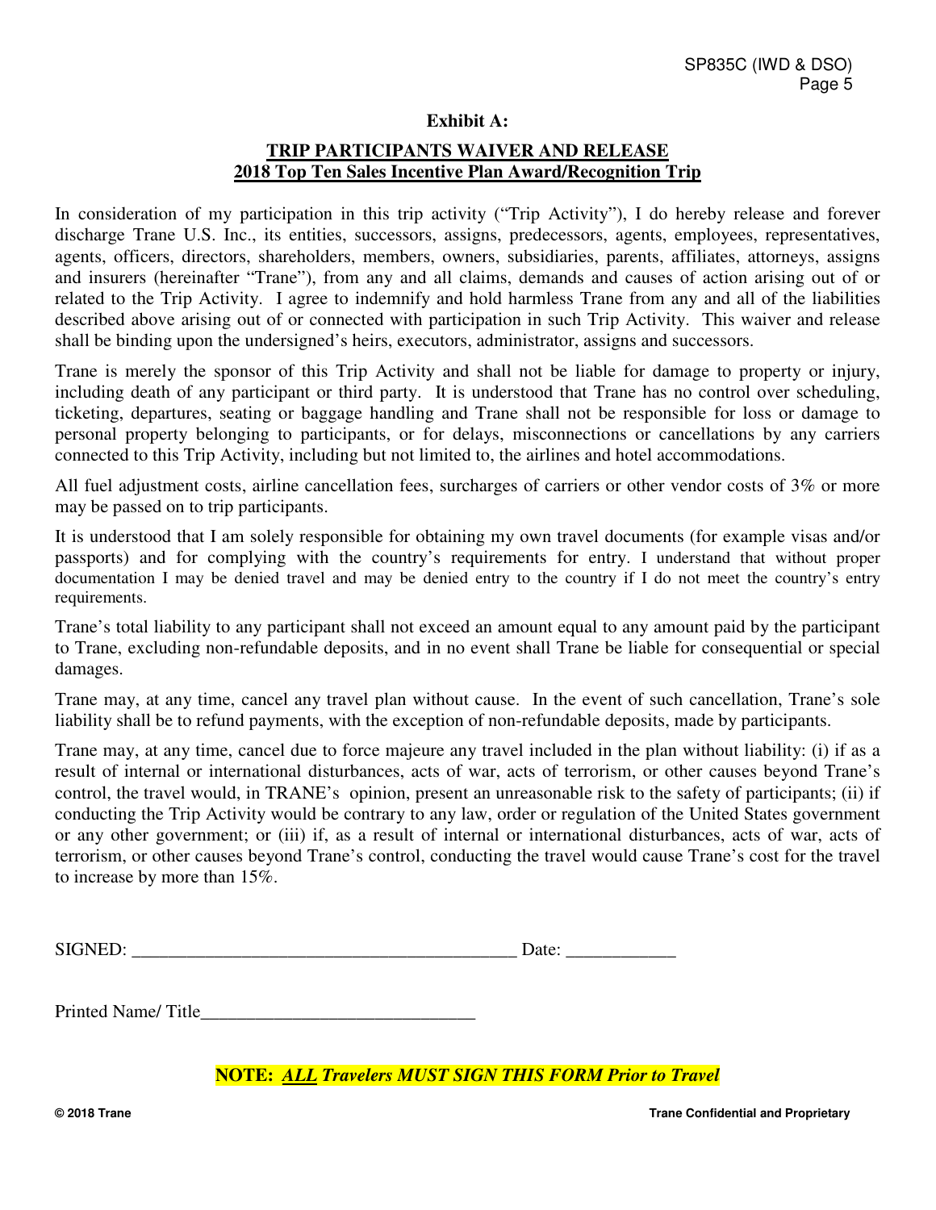**Exhibit A:**

**TRIP PARTICIPANTS WAIVER AND RELEASE**
**2018 Top Ten Sales Incentive Plan Award/Recognition Trip**

In consideration of my participation in this trip activity ("Trip Activity"), I do hereby release and forever discharge Trane U.S. Inc., its entities, successors, assigns, predecessors, agents, employees, representatives, agents, officers, directors, shareholders, members, owners, subsidiaries, parents, affiliates, attorneys, assigns and insurers (hereinafter "Trane"), from any and all claims, demands and causes of action arising out of or related to the Trip Activity. I agree to indemnify and hold harmless Trane from any and all of the liabilities described above arising out of or connected with participation in such Trip Activity. This waiver and release shall be binding upon the undersigned's heirs, executors, administrator, assigns and successors.

Trane is merely the sponsor of this Trip Activity and shall not be liable for damage to property or injury, including death of any participant or third party. It is understood that Trane has no control over scheduling, ticketing, departures, seating or baggage handling and Trane shall not be responsible for loss or damage to personal property belonging to participants, or for delays, misconnections or cancellations by any carriers connected to this Trip Activity, including but not limited to, the airlines and hotel accommodations.

All fuel adjustment costs, airline cancellation fees, surcharges of carriers or other vendor costs of 3% or more may be passed on to trip participants.

It is understood that I am solely responsible for obtaining my own travel documents (for example visas and/or passports) and for complying with the country's requirements for entry. I understand that without proper documentation I may be denied travel and may be denied entry to the country if I do not meet the country's entry requirements.

Trane's total liability to any participant shall not exceed an amount equal to any amount paid by the participant to Trane, excluding non-refundable deposits, and in no event shall Trane be liable for consequential or special damages.

Trane may, at any time, cancel any travel plan without cause. In the event of such cancellation, Trane's sole liability shall be to refund payments, with the exception of non-refundable deposits, made by participants.

Trane may, at any time, cancel due to force majeure any travel included in the plan without liability: (i) if as a result of internal or international disturbances, acts of war, acts of terrorism, or other causes beyond Trane's control, the travel would, in TRANE's opinion, present an unreasonable risk to the safety of participants; (ii) if conducting the Trip Activity would be contrary to any law, order or regulation of the United States government or any other government; or (iii) if, as a result of internal or international disturbances, acts of war, acts of terrorism, or other causes beyond Trane's control, conducting the travel would cause Trane's cost for the travel to increase by more than 15%.

SIGNED: ___________________________________________ Date: ____________

Printed Name/ Title______________________________

**NOTE: *ALL Travelers MUST SIGN THIS FORM Prior to Travel***